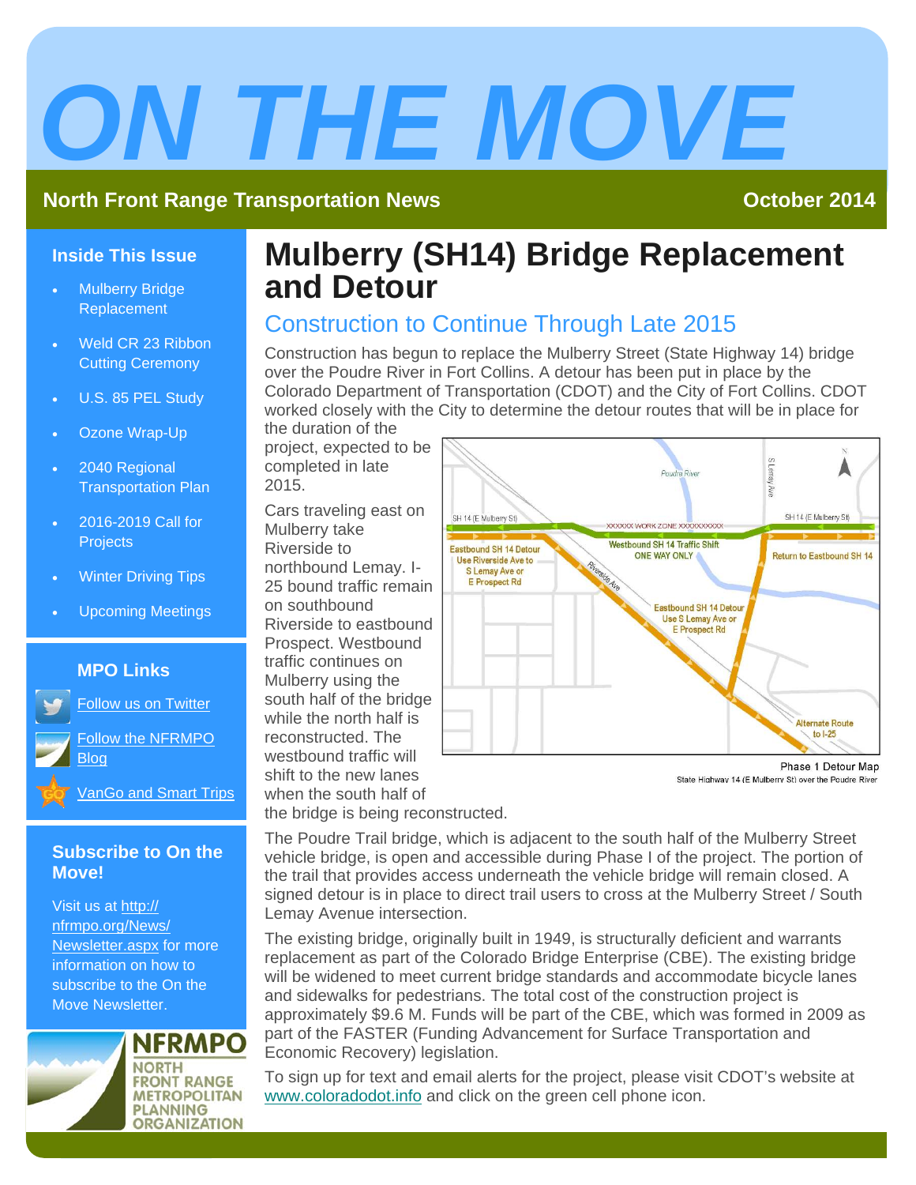# ON THE MOVE

**North Front Range Transportation News** — **October 2014**

## Inside This Issue

- Mulberry Bridge Replacement
- Weld CR 23 Ribbon Cutting Ceremony
- U.S. 85 PEL Study
- Ozone Wrap-Up
- 2040 Regional Transportation Plan
- 2016-2019 Call for Projects
- Winter Driving Tips
- Upcoming Meetings

## MPO Links

- Follow us on Twitter
- Follow the NFRMPO Blog
- VanGo and Smart Trips

## Subscribe to On the Move!

Visit us at http://nfrmpo.org/News/Newsletter.aspx for more information on how to subscribe to the On the Move Newsletter.

NFRMPO
NORTH FRONT RANGE METROPOLITAN PLANNING ORGANIZATION

# Mulberry (SH14) Bridge Replacement and Detour

## Construction to Continue Through Late 2015

Construction has begun to replace the Mulberry Street (State Highway 14) bridge over the Poudre River in Fort Collins. A detour has been put in place by the Colorado Department of Transportation (CDOT) and the City of Fort Collins. CDOT worked closely with the City to determine the detour routes that will be in place for the duration of the project, expected to be completed in late 2015.

Cars traveling east on Mulberry take Riverside to northbound Lemay. I-25 bound traffic remain on southbound Riverside to eastbound Prospect. Westbound traffic continues on Mulberry using the south half of the bridge while the north half is reconstructed. The westbound traffic will shift to the new lanes when the south half of the bridge is being reconstructed.

Phase 1 Detour Map
State Highway 14 (E Mulberry St) over the Poudre River

The Poudre Trail bridge, which is adjacent to the south half of the Mulberry Street vehicle bridge, is open and accessible during Phase I of the project. The portion of the trail that provides access underneath the vehicle bridge will remain closed. A signed detour is in place to direct trail users to cross at the Mulberry Street / South Lemay Avenue intersection.

The existing bridge, originally built in 1949, is structurally deficient and warrants replacement as part of the Colorado Bridge Enterprise (CBE). The existing bridge will be widened to meet current bridge standards and accommodate bicycle lanes and sidewalks for pedestrians. The total cost of the construction project is approximately $9.6 M. Funds will be part of the CBE, which was formed in 2009 as part of the FASTER (Funding Advancement for Surface Transportation and Economic Recovery) legislation.

To sign up for text and email alerts for the project, please visit CDOT's website at www.coloradodot.info and click on the green cell phone icon.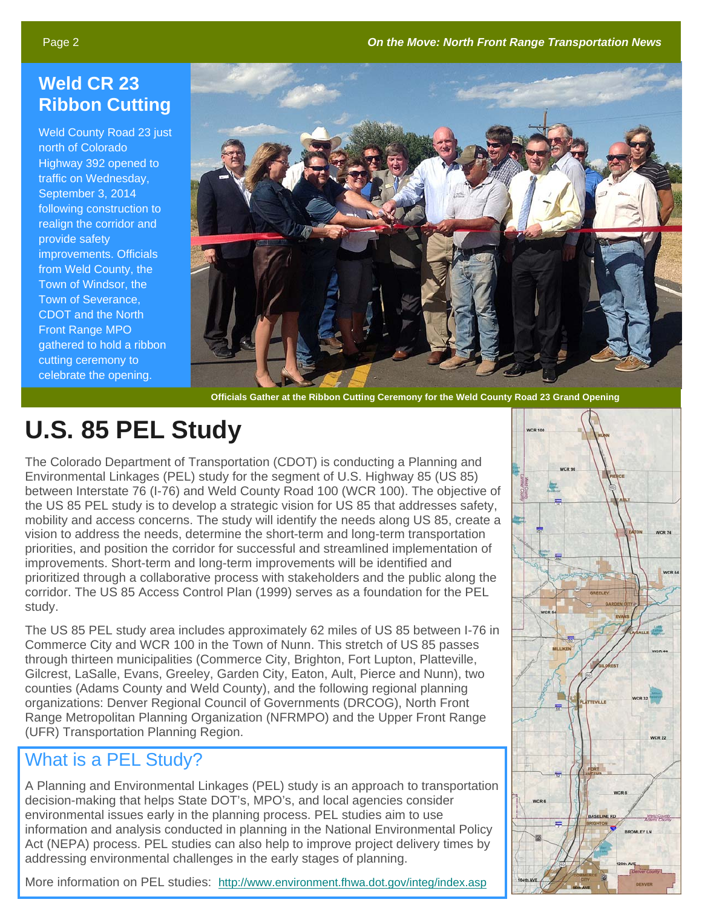## Weld CR 23 Ribbon Cutting

Weld County Road 23 just north of Colorado Highway 392 opened to traffic on Wednesday, September 3, 2014 following construction to realign the corridor and provide safety improvements. Officials from Weld County, the Town of Windsor, the Town of Severance, CDOT and the North Front Range MPO gathered to hold a ribbon cutting ceremony to celebrate the opening.

Officials Gather at the Ribbon Cutting Ceremony for the Weld County Road 23 Grand Opening

# U.S. 85 PEL Study

The Colorado Department of Transportation (CDOT) is conducting a Planning and Environmental Linkages (PEL) study for the segment of U.S. Highway 85 (US 85) between Interstate 76 (I-76) and Weld County Road 100 (WCR 100). The objective of the US 85 PEL study is to develop a strategic vision for US 85 that addresses safety, mobility and access concerns. The study will identify the needs along US 85, create a vision to address the needs, determine the short-term and long-term transportation priorities, and position the corridor for successful and streamlined implementation of improvements. Short-term and long-term improvements will be identified and prioritized through a collaborative process with stakeholders and the public along the corridor. The US 85 Access Control Plan (1999) serves as a foundation for the PEL study.

The US 85 PEL study area includes approximately 62 miles of US 85 between I-76 in Commerce City and WCR 100 in the Town of Nunn. This stretch of US 85 passes through thirteen municipalities (Commerce City, Brighton, Fort Lupton, Platteville, Gilcrest, LaSalle, Evans, Greeley, Garden City, Eaton, Ault, Pierce and Nunn), two counties (Adams County and Weld County), and the following regional planning organizations: Denver Regional Council of Governments (DRCOG), North Front Range Metropolitan Planning Organization (NFRMPO) and the Upper Front Range (UFR) Transportation Planning Region.

## What is a PEL Study?

A Planning and Environmental Linkages (PEL) study is an approach to transportation decision-making that helps State DOT's, MPO's, and local agencies consider environmental issues early in the planning process. PEL studies aim to use information and analysis conducted in planning in the National Environmental Policy Act (NEPA) process. PEL studies can also help to improve project delivery times by addressing environmental challenges in the early stages of planning.

More information on PEL studies: http://www.environment.fhwa.dot.gov/integ/index.asp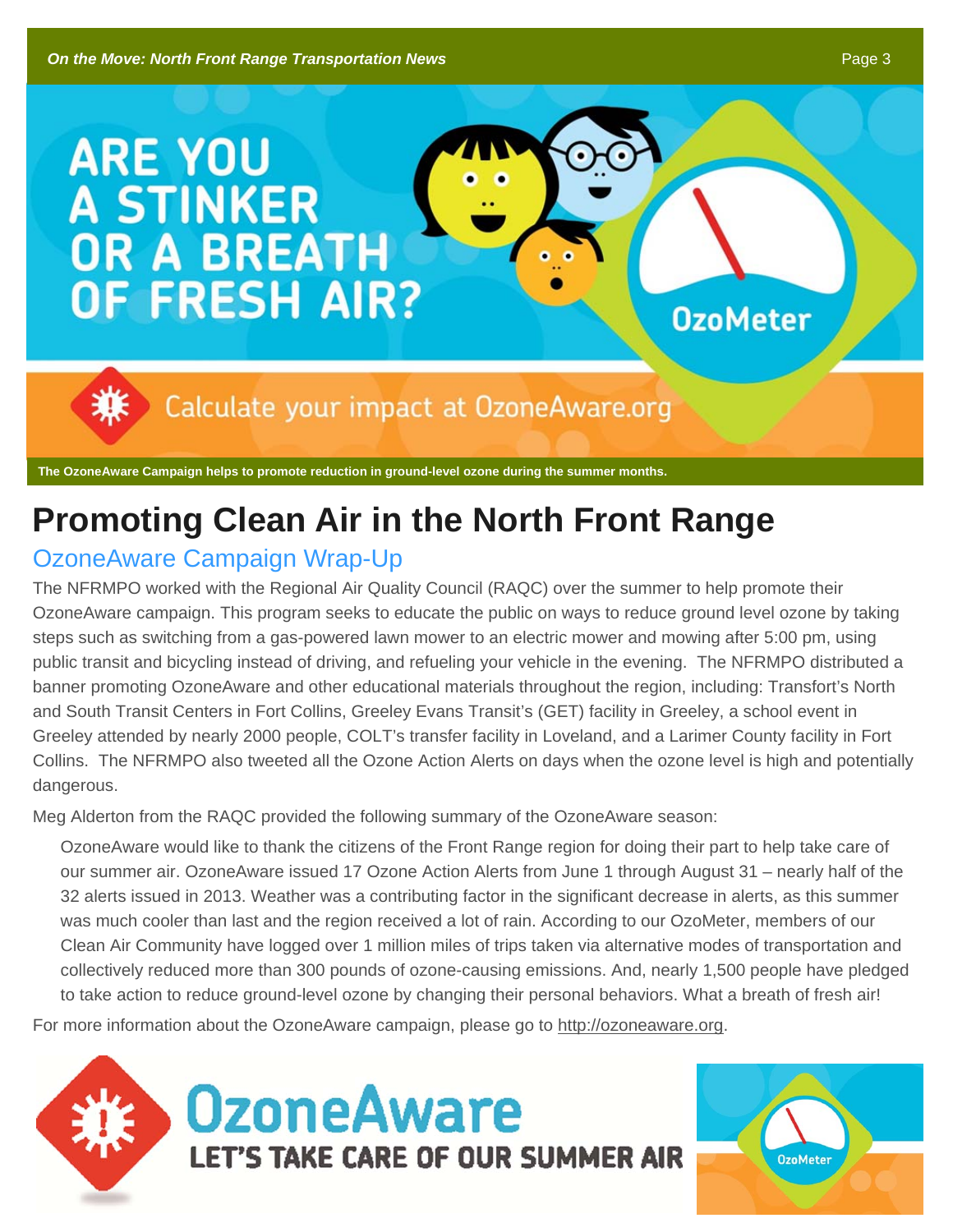ARE YOU A STINKER OR A BREATH OF FRESH AIR?

OzoMeter

Calculate your impact at OzoneAware.org

The OzoneAware Campaign helps to promote reduction in ground-level ozone during the summer months.

# Promoting Clean Air in the North Front Range

## OzoneAware Campaign Wrap-Up

The NFRMPO worked with the Regional Air Quality Council (RAQC) over the summer to help promote their OzoneAware campaign. This program seeks to educate the public on ways to reduce ground level ozone by taking steps such as switching from a gas-powered lawn mower to an electric mower and mowing after 5:00 pm, using public transit and bicycling instead of driving, and refueling your vehicle in the evening. The NFRMPO distributed a banner promoting OzoneAware and other educational materials throughout the region, including: Transfort's North and South Transit Centers in Fort Collins, Greeley Evans Transit's (GET) facility in Greeley, a school event in Greeley attended by nearly 2000 people, COLT's transfer facility in Loveland, and a Larimer County facility in Fort Collins. The NFRMPO also tweeted all the Ozone Action Alerts on days when the ozone level is high and potentially dangerous.

Meg Alderton from the RAQC provided the following summary of the OzoneAware season:

> OzoneAware would like to thank the citizens of the Front Range region for doing their part to help take care of our summer air. OzoneAware issued 17 Ozone Action Alerts from June 1 through August 31 – nearly half of the 32 alerts issued in 2013. Weather was a contributing factor in the significant decrease in alerts, as this summer was much cooler than last and the region received a lot of rain. According to our OzoMeter, members of our Clean Air Community have logged over 1 million miles of trips taken via alternative modes of transportation and collectively reduced more than 300 pounds of ozone-causing emissions. And, nearly 1,500 people have pledged to take action to reduce ground-level ozone by changing their personal behaviors. What a breath of fresh air!

For more information about the OzoneAware campaign, please go to http://ozoneaware.org.

OzoneAware
LET'S TAKE CARE OF OUR SUMMER AIR

OzoMeter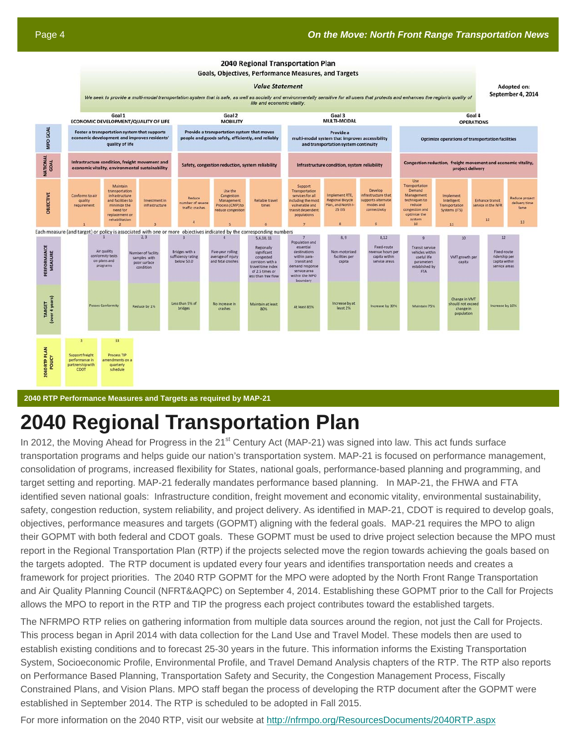## 2040 Regional Transportation Plan

### Goals, Objectives, Performance Measures, and Targets

**Value Statement**

*We seek to provide a multi-modal transportation system that is safe, as well as socially and environmentally sensitive for all users that protects and enhances the region's quality of life and economic vitality.*

Adopted on: September 4, 2014

| | Goal 1 ECONOMIC DEVELOPMENT/QUALITY OF LIFE | Goal 2 MOBILITY | Goal 3 MULTI-MODAL | Goal 4 OPERATIONS |
|---|---|---|---|---|
| MPO GOAL | Foster a transportation system that supports economic development and improves residents' quality of life | Provide a transportation system that moves people and goods safely, efficiently, and reliably | Provide a multi-modal system that improves accessibility and transportation system continuity | Optimize operations of transportation facilities |
| NATIONAL GOAL | Infrastructure condition, freight movement and economic vitality, environmental sustainability | Safety, congestion reduction, system reliability | Infrastructure condition, system reliability | Congestion reduction, freight movement and economic vitality, project delivery |

**Objectives**

| # | Objective |
|---|---|
| 1 | Conforms to air quality requirement |
| 2 | Maintain transportation infrastructure and facilities to minimize the need for replacement or rehabilitation |
| 3 | Investment in infrastructure |
| 4 | Reduce number of severe traffic crashes |
| 5 | Use the Congestion Management Process (CMP) to reduce congestion |
| 6 | Reliable travel times |
| 7 | Support Transportation services for all including the most vulnerable and transit dependent populations |
| 8 | Implement RTE, Regional Bicycle Plan, and North I-25 EIS |
| 9 | Develop infrastructure that supports alternate modes and connectivity |
| 10 | Use Transportation Demand Management techniques to reduce congestion and optimize the system |
| 11 | Implement Intelligent Transportation Systems (ITS) |
| 12 | Enhance transit service in the NFR |
| 13 | Reduce project delivery time fame |

Each measure (and target) or policy is associated with one or more objectives indicated by the corresponding numbers

| Objective(s) | Performance Measure | Target (over 4 years) |
|---|---|---|
| 1 | Air quality conformity tests on plans and programs | Passes Conformity |
| 2, 3 | Number of facility samples with poor surface condition | Reduce by 1% |
| 3 | Bridges with a sufficiency rating below 50.0 | Less than 5% of bridges |
| 4 | Five-year rolling average of injury and fatal crashes | No increase in crashes |
| 5,6,10, 11 | Regionally significant congested corridors with a travel time index of 2.5 times or less than free flow | Maintain at least 80% |
| 7 | Population and essential destinations within para-transit and demand response service area within the MPO boundary | At least 85% |
| 8, 9 | Non-motorized facilities per capita | Increase by at least 2% |
| 8,12 | Fixed-route revenue hours per capita within service areas | Increase by 30% |
| 9 | Transit service vehicles within useful life parameters established by FTA | Maintain 75% |
| 10 | VMT growth per capita | Change in VMT should not exceed change in population |
| 12 | Fixed-route ridership per capita within service areas | Increase by 10% |

**2040 RTP Plan Policy**

| Objective | Policy |
|---|---|
| 3 | Support freight performance in partnership with CDOT |
| 13 | Process TIP amendments on a quarterly schedule |

2040 RTP Performance Measures and Targets as required by MAP-21

# 2040 Regional Transportation Plan

In 2012, the Moving Ahead for Progress in the 21st Century Act (MAP-21) was signed into law. This act funds surface transportation programs and helps guide our nation's transportation system. MAP-21 is focused on performance management, consolidation of programs, increased flexibility for States, national goals, performance-based planning and programming, and target setting and reporting. MAP-21 federally mandates performance based planning. In MAP-21, the FHWA and FTA identified seven national goals: Infrastructure condition, freight movement and economic vitality, environmental sustainability, safety, congestion reduction, system reliability, and project delivery. As identified in MAP-21, CDOT is required to develop goals, objectives, performance measures and targets (GOPMT) aligning with the federal goals. MAP-21 requires the MPO to align their GOPMT with both federal and CDOT goals. These GOPMT must be used to drive project selection because the MPO must report in the Regional Transportation Plan (RTP) if the projects selected move the region towards achieving the goals based on the targets adopted. The RTP document is updated every four years and identifies transportation needs and creates a framework for project priorities. The 2040 RTP GOPMT for the MPO were adopted by the North Front Range Transportation and Air Quality Planning Council (NFRT&AQPC) on September 4, 2014. Establishing these GOPMT prior to the Call for Projects allows the MPO to report in the RTP and TIP the progress each project contributes toward the established targets.

The NFRMPO RTP relies on gathering information from multiple data sources around the region, not just the Call for Projects. This process began in April 2014 with data collection for the Land Use and Travel Model. These models then are used to establish existing conditions and to forecast 25-30 years in the future. This information informs the Existing Transportation System, Socioeconomic Profile, Environmental Profile, and Travel Demand Analysis chapters of the RTP. The RTP also reports on Performance Based Planning, Transportation Safety and Security, the Congestion Management Process, Fiscally Constrained Plans, and Vision Plans. MPO staff began the process of developing the RTP document after the GOPMT were established in September 2014. The RTP is scheduled to be adopted in Fall 2015.

For more information on the 2040 RTP, visit our website at http://nfrmpo.org/ResourcesDocuments/2040RTP.aspx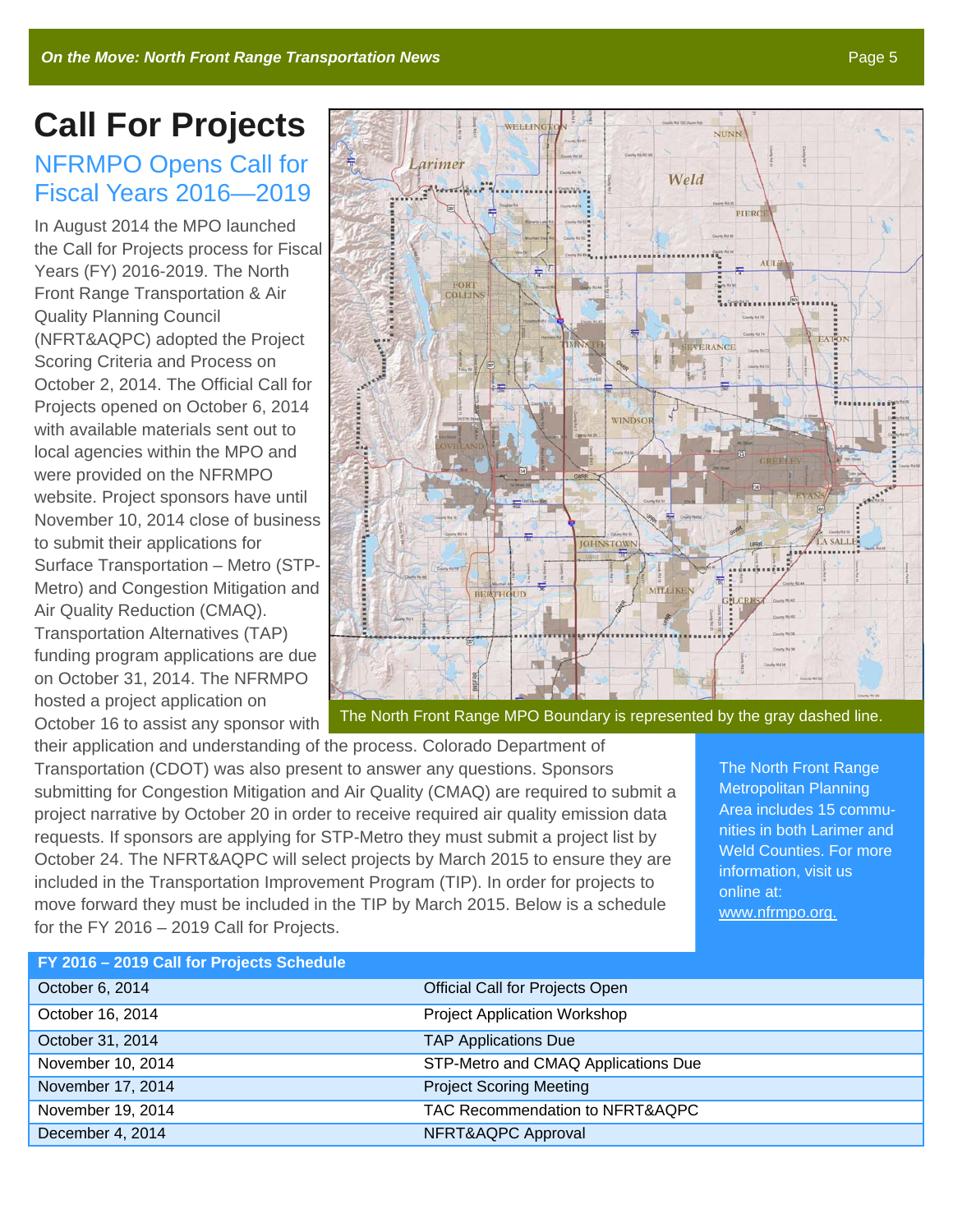# Call For Projects

## NFRMPO Opens Call for Fiscal Years 2016—2019

In August 2014 the MPO launched the Call for Projects process for Fiscal Years (FY) 2016-2019. The North Front Range Transportation & Air Quality Planning Council (NFRT&AQPC) adopted the Project Scoring Criteria and Process on October 2, 2014. The Official Call for Projects opened on October 6, 2014 with available materials sent out to local agencies within the MPO and were provided on the NFRMPO website. Project sponsors have until November 10, 2014 close of business to submit their applications for Surface Transportation – Metro (STP-Metro) and Congestion Mitigation and Air Quality Reduction (CMAQ). Transportation Alternatives (TAP) funding program applications are due on October 31, 2014. The NFRMPO hosted a project application on October 16 to assist any sponsor with their application and understanding of the process. Colorado Department of Transportation (CDOT) was also present to answer any questions. Sponsors submitting for Congestion Mitigation and Air Quality (CMAQ) are required to submit a project narrative by October 20 in order to receive required air quality emission data requests. If sponsors are applying for STP-Metro they must submit a project list by October 24. The NFRT&AQPC will select projects by March 2015 to ensure they are included in the Transportation Improvement Program (TIP). In order for projects to move forward they must be included in the TIP by March 2015. Below is a schedule for the FY 2016 – 2019 Call for Projects.

The North Front Range MPO Boundary is represented by the gray dashed line.

The North Front Range Metropolitan Planning Area includes 15 communities in both Larimer and Weld Counties. For more information, visit us online at: www.nfrmpo.org.

| FY 2016 – 2019 Call for Projects Schedule | |
|---|---|
| October 6, 2014 | Official Call for Projects Open |
| October 16, 2014 | Project Application Workshop |
| October 31, 2014 | TAP Applications Due |
| November 10, 2014 | STP-Metro and CMAQ Applications Due |
| November 17, 2014 | Project Scoring Meeting |
| November 19, 2014 | TAC Recommendation to NFRT&AQPC |
| December 4, 2014 | NFRT&AQPC Approval |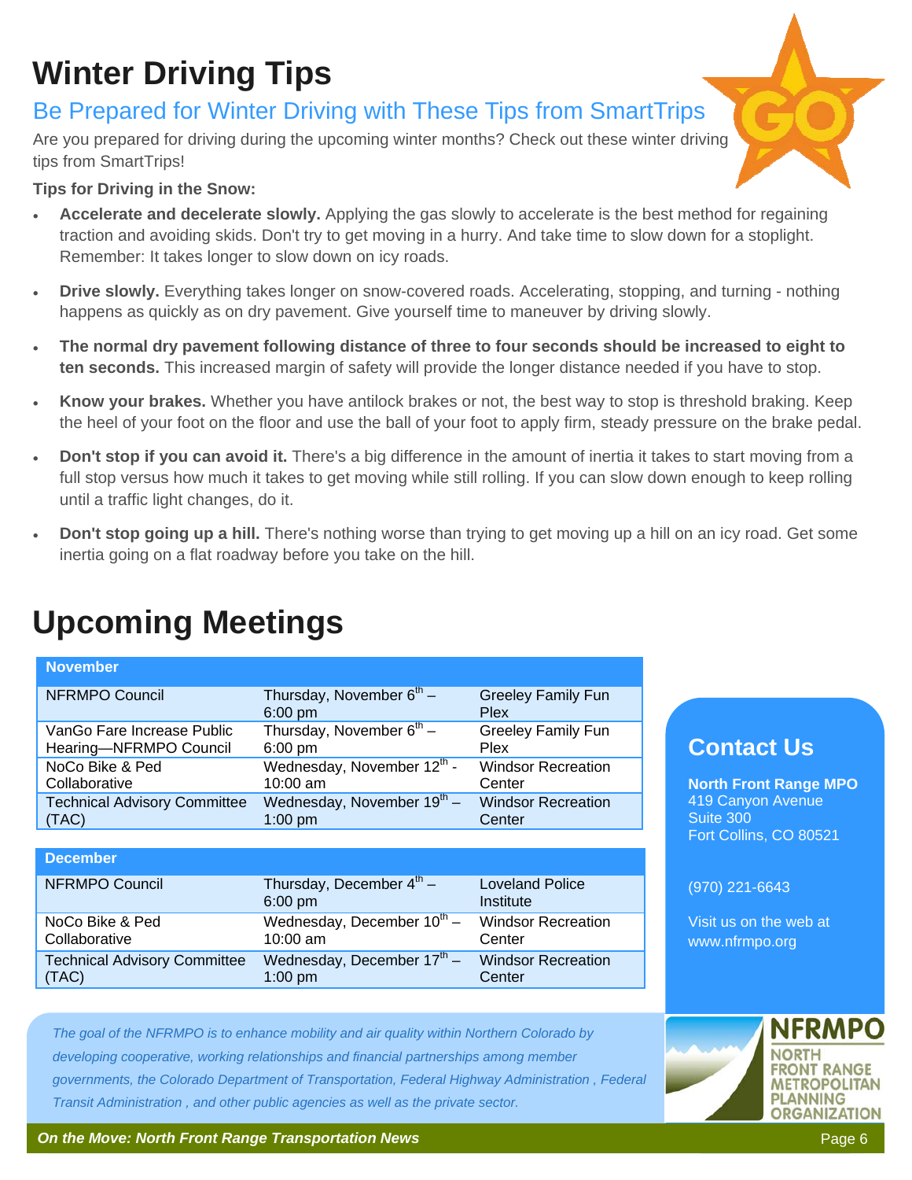# Winter Driving Tips

## Be Prepared for Winter Driving with These Tips from SmartTrips

Are you prepared for driving during the upcoming winter months? Check out these winter driving tips from SmartTrips!

**Tips for Driving in the Snow:**

- **Accelerate and decelerate slowly.** Applying the gas slowly to accelerate is the best method for regaining traction and avoiding skids. Don't try to get moving in a hurry. And take time to slow down for a stoplight. Remember: It takes longer to slow down on icy roads.
- **Drive slowly.** Everything takes longer on snow-covered roads. Accelerating, stopping, and turning - nothing happens as quickly as on dry pavement. Give yourself time to maneuver by driving slowly.
- **The normal dry pavement following distance of three to four seconds should be increased to eight to ten seconds.** This increased margin of safety will provide the longer distance needed if you have to stop.
- **Know your brakes.** Whether you have antilock brakes or not, the best way to stop is threshold braking. Keep the heel of your foot on the floor and use the ball of your foot to apply firm, steady pressure on the brake pedal.
- **Don't stop if you can avoid it.** There's a big difference in the amount of inertia it takes to start moving from a full stop versus how much it takes to get moving while still rolling. If you can slow down enough to keep rolling until a traffic light changes, do it.
- **Don't stop going up a hill.** There's nothing worse than trying to get moving up a hill on an icy road. Get some inertia going on a flat roadway before you take on the hill.

# Upcoming Meetings

| November | | |
|---|---|---|
| NFRMPO Council | Thursday, November 6th – 6:00 pm | Greeley Family Fun Plex |
| VanGo Fare Increase Public Hearing—NFRMPO Council | Thursday, November 6th – 6:00 pm | Greeley Family Fun Plex |
| NoCo Bike & Ped Collaborative | Wednesday, November 12th - 10:00 am | Windsor Recreation Center |
| Technical Advisory Committee (TAC) | Wednesday, November 19th – 1:00 pm | Windsor Recreation Center |

| December | | |
|---|---|---|
| NFRMPO Council | Thursday, December 4th – 6:00 pm | Loveland Police Institute |
| NoCo Bike & Ped Collaborative | Wednesday, December 10th – 10:00 am | Windsor Recreation Center |
| Technical Advisory Committee (TAC) | Wednesday, December 17th – 1:00 pm | Windsor Recreation Center |

## Contact Us

**North Front Range MPO**
419 Canyon Avenue
Suite 300
Fort Collins, CO 80521

(970) 221-6643

Visit us on the web at www.nfrmpo.org

*The goal of the NFRMPO is to enhance mobility and air quality within Northern Colorado by developing cooperative, working relationships and financial partnerships among member governments, the Colorado Department of Transportation, Federal Highway Administration , Federal Transit Administration , and other public agencies as well as the private sector.*

NFRMPO
NORTH FRONT RANGE METROPOLITAN PLANNING ORGANIZATION